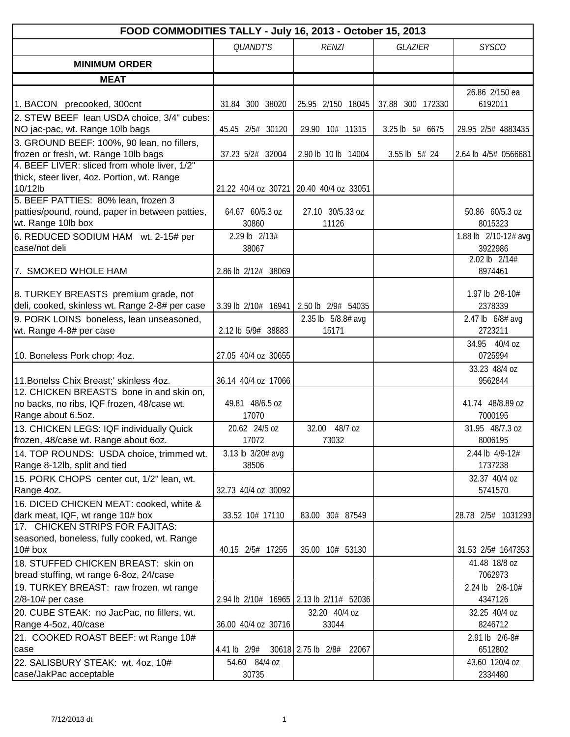| FOOD COMMODITIES TALLY - July 16, 2013 - October 15, 2013 | | | | |
|---|---|---|---|---|
| | *QUANDT'S* | *RENZI* | *GLAZIER* | *SYSCO* |
| **MINIMUM ORDER** | | | | |
| **MEAT** | | | | |
| 1. BACON precooked, 300cnt | 31.84 300 38020 | 25.95 2/150 18045 | 37.88 300 172330 | 26.86 2/150 ea 6192011 |
| 2. STEW BEEF lean USDA choice, 3/4" cubes: NO jac-pac, wt. Range 10lb bags | 45.45 2/5# 30120 | 29.90 10# 11315 | 3.25 lb 5# 6675 | 29.95 2/5# 4883435 |
| 3. GROUND BEEF: 100%, 90 lean, no fillers, frozen or fresh, wt. Range 10lb bags | 37.23 5/2# 32004 | 2.90 lb 10 lb 14004 | 3.55 lb 5# 24 | 2.64 lb 4/5# 0566681 |
| 4. BEEF LIVER: sliced from whole liver, 1/2" thick, steer liver, 4oz. Portion, wt. Range 10/12lb | 21.22 40/4 oz 30721 | 20.40 40/4 oz 33051 | | |
| 5. BEEF PATTIES: 80% lean, frozen 3 patties/pound, round, paper in between patties, wt. Range 10lb box | 64.67 60/5.3 oz 30860 | 27.10 30/5.33 oz 11126 | | 50.86 60/5.3 oz 8015323 |
| 6. REDUCED SODIUM HAM wt. 2-15# per case/not deli | 2.29 lb 2/13# 38067 | | | 1.88 lb 2/10-12# avg 3922986 |
| 7. SMOKED WHOLE HAM | 2.86 lb 2/12# 38069 | | | 2.02 lb 2/14# 8974461 |
| 8. TURKEY BREASTS premium grade, not deli, cooked, skinless wt. Range 2-8# per case | 3.39 lb 2/10# 16941 | 2.50 lb 2/9# 54035 | | 1.97 lb 2/8-10# 2378339 |
| 9. PORK LOINS boneless, lean unseasoned, wt. Range 4-8# per case | 2.12 lb 5/9# 38883 | 2.35 lb 5/8.8# avg 15171 | | 2.47 lb 6/8# avg 2723211 |
| 10. Boneless Pork chop: 4oz. | 27.05 40/4 oz 30655 | | | 34.95 40/4 oz 0725994 |
| 11.Bonelss Chix Breast;' skinless 4oz. | 36.14 40/4 oz 17066 | | | 33.23 48/4 oz 9562844 |
| 12. CHICKEN BREASTS bone in and skin on, no backs, no ribs, IQF frozen, 48/case wt. Range about 6.5oz. | 49.81 48/6.5 oz 17070 | | | 41.74 48/8.89 oz 7000195 |
| 13. CHICKEN LEGS: IQF individually Quick frozen, 48/case wt. Range about 6oz. | 20.62 24/5 oz 17072 | 32.00 48/7 oz 73032 | | 31.95 48/7.3 oz 8006195 |
| 14. TOP ROUNDS: USDA choice, trimmed wt. Range 8-12lb, split and tied | 3.13 lb 3/20# avg 38506 | | | 2.44 lb 4/9-12# 1737238 |
| 15. PORK CHOPS center cut, 1/2" lean, wt. Range 4oz. | 32.73 40/4 oz 30092 | | | 32.37 40/4 oz 5741570 |
| 16. DICED CHICKEN MEAT: cooked, white & dark meat, IQF, wt range 10# box | 33.52 10# 17110 | 83.00 30# 87549 | | 28.78 2/5# 1031293 |
| 17. CHICKEN STRIPS FOR FAJITAS: seasoned, boneless, fully cooked, wt. Range 10# box | 40.15 2/5# 17255 | 35.00 10# 53130 | | 31.53 2/5# 1647353 |
| 18. STUFFED CHICKEN BREAST: skin on bread stuffing, wt range 6-8oz, 24/case | | | | 41.48 18/8 oz 7062973 |
| 19. TURKEY BREAST: raw frozen, wt range 2/8-10# per case | 2.94 lb 2/10# 16965 | 2.13 lb 2/11# 52036 | | 2.24 lb 2/8-10# 4347126 |
| 20. CUBE STEAK: no JacPac, no fillers, wt. Range 4-5oz, 40/case | 36.00 40/4 oz 30716 | 32.20 40/4 oz 33044 | | 32.25 40/4 oz 8246712 |
| 21. COOKED ROAST BEEF: wt Range 10# case | 4.41 lb 2/9# 30618 | 2.75 lb 2/8# 22067 | | 2.91 lb 2/6-8# 6512802 |
| 22. SALISBURY STEAK: wt. 4oz, 10# case/JakPac acceptable | 54.60 84/4 oz 30735 | | | 43.60 120/4 oz 2334480 |

7/12/2013 dt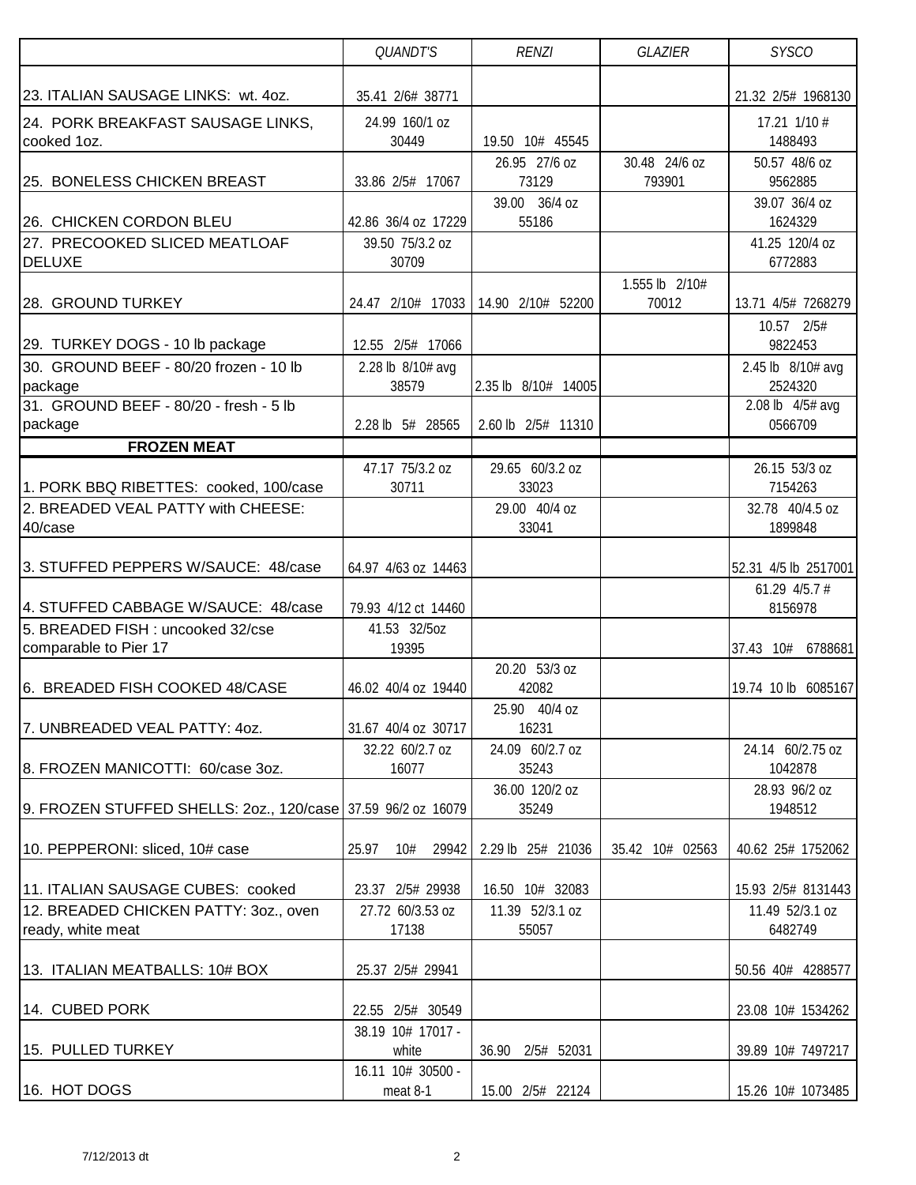| | *QUANDT'S* | *RENZI* | *GLAZIER* | *SYSCO* |
|---|---|---|---|---|
| 23. ITALIAN SAUSAGE LINKS: wt. 4oz. | 35.41 2/6# 38771 | | | 21.32 2/5# 1968130 |
| 24. PORK BREAKFAST SAUSAGE LINKS, cooked 1oz. | 24.99 160/1 oz 30449 | 19.50 10# 45545 | | 17.21 1/10 # 1488493 |
| 25. BONELESS CHICKEN BREAST | 33.86 2/5# 17067 | 26.95 27/6 oz 73129 | 30.48 24/6 oz 793901 | 50.57 48/6 oz 9562885 |
| 26. CHICKEN CORDON BLEU | 42.86 36/4 oz 17229 | 39.00 36/4 oz 55186 | | 39.07 36/4 oz 1624329 |
| 27. PRECOOKED SLICED MEATLOAF DELUXE | 39.50 75/3.2 oz 30709 | | | 41.25 120/4 oz 6772883 |
| 28. GROUND TURKEY | 24.47 2/10# 17033 | 14.90 2/10# 52200 | 1.555 lb 2/10# 70012 | 13.71 4/5# 7268279 |
| 29. TURKEY DOGS - 10 lb package | 12.55 2/5# 17066 | | | 10.57 2/5# 9822453 |
| 30. GROUND BEEF - 80/20 frozen - 10 lb package | 2.28 lb 8/10# avg 38579 | 2.35 lb 8/10# 14005 | | 2.45 lb 8/10# avg 2524320 |
| 31. GROUND BEEF - 80/20 - fresh - 5 lb package | 2.28 lb 5# 28565 | 2.60 lb 2/5# 11310 | | 2.08 lb 4/5# avg 0566709 |
| **FROZEN MEAT** | | | | |
| 1. PORK BBQ RIBETTES: cooked, 100/case | 47.17 75/3.2 oz 30711 | 29.65 60/3.2 oz 33023 | | 26.15 53/3 oz 7154263 |
| 2. BREADED VEAL PATTY with CHEESE: 40/case | | 29.00 40/4 oz 33041 | | 32.78 40/4.5 oz 1899848 |
| 3. STUFFED PEPPERS W/SAUCE: 48/case | 64.97 4/63 oz 14463 | | | 52.31 4/5 lb 2517001 |
| 4. STUFFED CABBAGE W/SAUCE: 48/case | 79.93 4/12 ct 14460 | | | 61.29 4/5.7 # 8156978 |
| 5. BREADED FISH : uncooked 32/cse comparable to Pier 17 | 41.53 32/5oz 19395 | | | 37.43 10# 6788681 |
| 6. BREADED FISH COOKED 48/CASE | 46.02 40/4 oz 19440 | 20.20 53/3 oz 42082 | | 19.74 10 lb 6085167 |
| 7. UNBREADED VEAL PATTY: 4oz. | 31.67 40/4 oz 30717 | 25.90 40/4 oz 16231 | | |
| 8. FROZEN MANICOTTI: 60/case 3oz. | 32.22 60/2.7 oz 16077 | 24.09 60/2.7 oz 35243 | | 24.14 60/2.75 oz 1042878 |
| 9. FROZEN STUFFED SHELLS: 2oz., 120/case | 37.59 96/2 oz 16079 | 36.00 120/2 oz 35249 | | 28.93 96/2 oz 1948512 |
| 10. PEPPERONI: sliced, 10# case | 25.97 10# 29942 | 2.29 lb 25# 21036 | 35.42 10# 02563 | 40.62 25# 1752062 |
| 11. ITALIAN SAUSAGE CUBES: cooked | 23.37 2/5# 29938 | 16.50 10# 32083 | | 15.93 2/5# 8131443 |
| 12. BREADED CHICKEN PATTY: 3oz., oven ready, white meat | 27.72 60/3.53 oz 17138 | 11.39 52/3.1 oz 55057 | | 11.49 52/3.1 oz 6482749 |
| 13. ITALIAN MEATBALLS: 10# BOX | 25.37 2/5# 29941 | | | 50.56 40# 4288577 |
| 14. CUBED PORK | 22.55 2/5# 30549 | | | 23.08 10# 1534262 |
| 15. PULLED TURKEY | 38.19 10# 17017 - white | 36.90 2/5# 52031 | | 39.89 10# 7497217 |
| 16. HOT DOGS | 16.11 10# 30500 - meat 8-1 | 15.00 2/5# 22124 | | 15.26 10# 1073485 |

7/12/2013 dt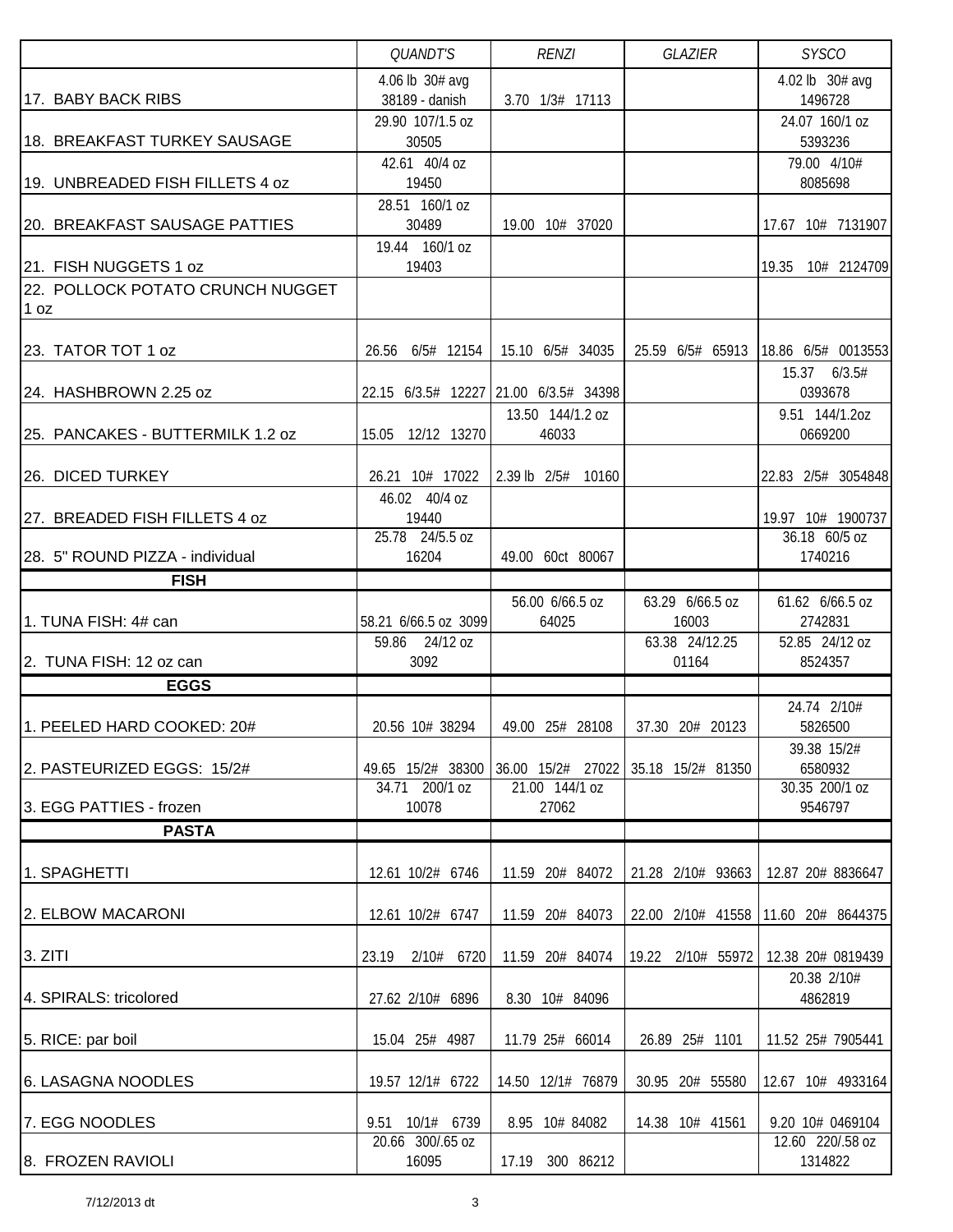| | QUANDT'S | RENZI | GLAZIER | SYSCO |
|---|---|---|---|---|
| 17. BABY BACK RIBS | 4.06 lb 30# avg 38189 - danish | 3.70 1/3# 17113 | | 4.02 lb 30# avg 1496728 |
| 18. BREAKFAST TURKEY SAUSAGE | 29.90 107/1.5 oz 30505 | | | 24.07 160/1 oz 5393236 |
| 19. UNBREADED FISH FILLETS 4 oz | 42.61 40/4 oz 19450 | | | 79.00 4/10# 8085698 |
| 20. BREAKFAST SAUSAGE PATTIES | 28.51 160/1 oz 30489 | 19.00 10# 37020 | | 17.67 10# 7131907 |
| 21. FISH NUGGETS 1 oz | 19.44 160/1 oz 19403 | | | 19.35 10# 2124709 |
| 22. POLLOCK POTATO CRUNCH NUGGET 1 oz | | | | |
| 23. TATOR TOT 1 oz | 26.56 6/5# 12154 | 15.10 6/5# 34035 | 25.59 6/5# 65913 | 18.86 6/5# 0013553 |
| 24. HASHBROWN 2.25 oz | 22.15 6/3.5# 12227 | 21.00 6/3.5# 34398 | | 15.37 6/3.5# 0393678 |
| 25. PANCAKES - BUTTERMILK 1.2 oz | 15.05 12/12 13270 | 13.50 144/1.2 oz 46033 | | 9.51 144/1.2oz 0669200 |
| 26. DICED TURKEY | 26.21 10# 17022 | 2.39 lb 2/5# 10160 | | 22.83 2/5# 3054848 |
| 27. BREADED FISH FILLETS 4 oz | 46.02 40/4 oz 19440 | | | 19.97 10# 1900737 |
| 28. 5" ROUND PIZZA - individual | 25.78 24/5.5 oz 16204 | 49.00 60ct 80067 | | 36.18 60/5 oz 1740216 |
| **FISH** | | | | |
| 1. TUNA FISH: 4# can | 58.21 6/66.5 oz 3099 | 56.00 6/66.5 oz 64025 | 63.29 6/66.5 oz 16003 | 61.62 6/66.5 oz 2742831 |
| 2. TUNA FISH: 12 oz can | 59.86 24/12 oz 3092 | | 63.38 24/12.25 01164 | 52.85 24/12 oz 8524357 |
| **EGGS** | | | | |
| 1. PEELED HARD COOKED: 20# | 20.56 10# 38294 | 49.00 25# 28108 | 37.30 20# 20123 | 24.74 2/10# 5826500 |
| 2. PASTEURIZED EGGS: 15/2# | 49.65 15/2# 38300 | 36.00 15/2# 27022 | 35.18 15/2# 81350 | 39.38 15/2# 6580932 |
| 3. EGG PATTIES - frozen | 34.71 200/1 oz 10078 | 21.00 144/1 oz 27062 | | 30.35 200/1 oz 9546797 |
| **PASTA** | | | | |
| 1. SPAGHETTI | 12.61 10/2# 6746 | 11.59 20# 84072 | 21.28 2/10# 93663 | 12.87 20# 8836647 |
| 2. ELBOW MACARONI | 12.61 10/2# 6747 | 11.59 20# 84073 | 22.00 2/10# 41558 | 11.60 20# 8644375 |
| 3. ZITI | 23.19 2/10# 6720 | 11.59 20# 84074 | 19.22 2/10# 55972 | 12.38 20# 0819439 |
| 4. SPIRALS: tricolored | 27.62 2/10# 6896 | 8.30 10# 84096 | | 20.38 2/10# 4862819 |
| 5. RICE: par boil | 15.04 25# 4987 | 11.79 25# 66014 | 26.89 25# 1101 | 11.52 25# 7905441 |
| 6. LASAGNA NOODLES | 19.57 12/1# 6722 | 14.50 12/1# 76879 | 30.95 20# 55580 | 12.67 10# 4933164 |
| 7. EGG NOODLES | 9.51 10/1# 6739 | 8.95 10# 84082 | 14.38 10# 41561 | 9.20 10# 0469104 |
| 8. FROZEN RAVIOLI | 20.66 300/.65 oz 16095 | 17.19 300 86212 | | 12.60 220/.58 oz 1314822 |

7/12/2013 dt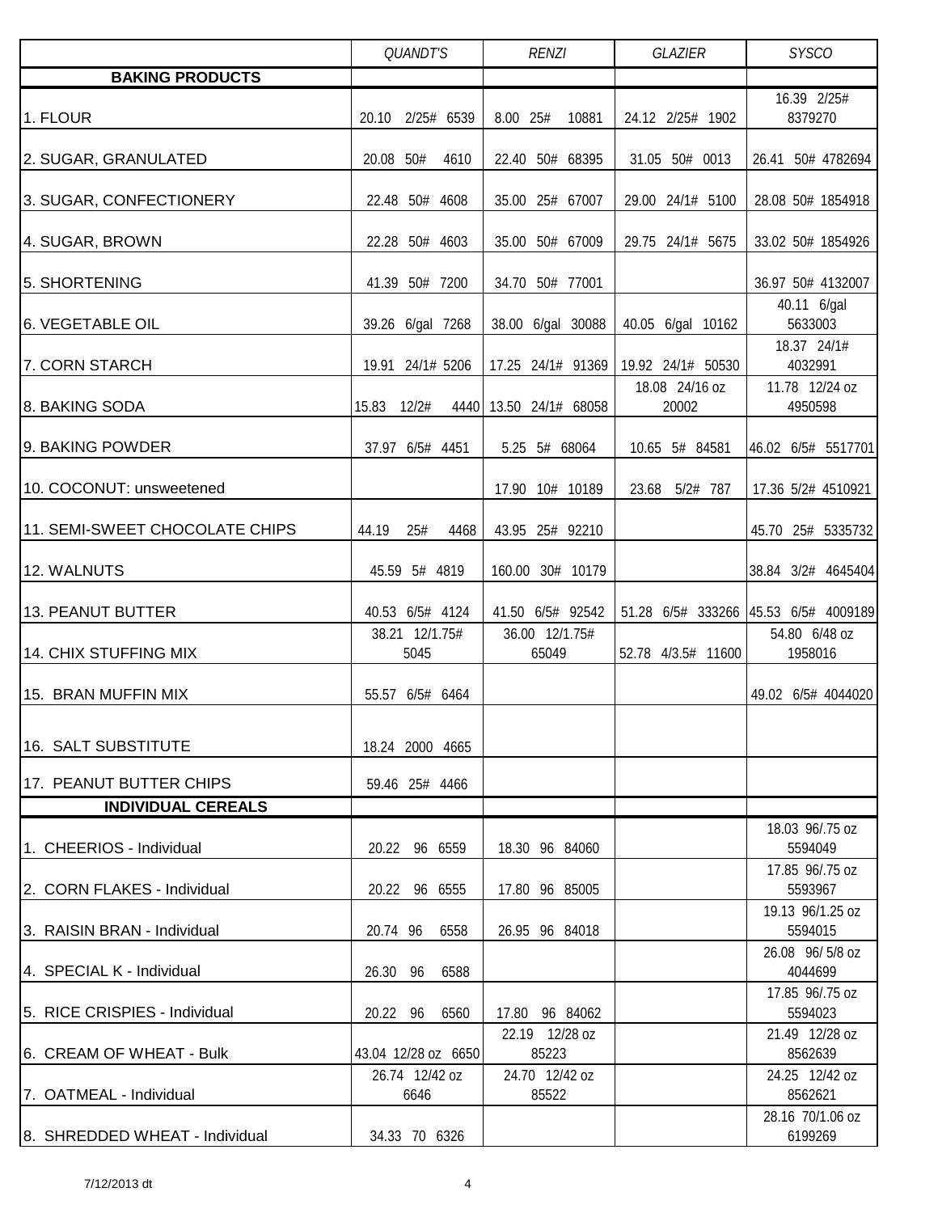| | QUANDT'S | RENZI | GLAZIER | SYSCO |
|---|---|---|---|---|
| **BAKING PRODUCTS** | | | | |
| 1. FLOUR | 20.10 2/25# 6539 | 8.00 25# 10881 | 24.12 2/25# 1902 | 16.39 2/25# 8379270 |
| 2. SUGAR, GRANULATED | 20.08 50# 4610 | 22.40 50# 68395 | 31.05 50# 0013 | 26.41 50# 4782694 |
| 3. SUGAR, CONFECTIONERY | 22.48 50# 4608 | 35.00 25# 67007 | 29.00 24/1# 5100 | 28.08 50# 1854918 |
| 4. SUGAR, BROWN | 22.28 50# 4603 | 35.00 50# 67009 | 29.75 24/1# 5675 | 33.02 50# 1854926 |
| 5. SHORTENING | 41.39 50# 7200 | 34.70 50# 77001 | | 36.97 50# 4132007 |
| 6. VEGETABLE OIL | 39.26 6/gal 7268 | 38.00 6/gal 30088 | 40.05 6/gal 10162 | 40.11 6/gal 5633003 |
| 7. CORN STARCH | 19.91 24/1# 5206 | 17.25 24/1# 91369 | 19.92 24/1# 50530 | 18.37 24/1# 4032991 |
| 8. BAKING SODA | 15.83 12/2# 4440 | 13.50 24/1# 68058 | 18.08 24/16 oz 20002 | 11.78 12/24 oz 4950598 |
| 9. BAKING POWDER | 37.97 6/5# 4451 | 5.25 5# 68064 | 10.65 5# 84581 | 46.02 6/5# 5517701 |
| 10. COCONUT: unsweetened | | 17.90 10# 10189 | 23.68 5/2# 787 | 17.36 5/2# 4510921 |
| 11. SEMI-SWEET CHOCOLATE CHIPS | 44.19 25# 4468 | 43.95 25# 92210 | | 45.70 25# 5335732 |
| 12. WALNUTS | 45.59 5# 4819 | 160.00 30# 10179 | | 38.84 3/2# 4645404 |
| 13. PEANUT BUTTER | 40.53 6/5# 4124 | 41.50 6/5# 92542 | 51.28 6/5# 333266 | 45.53 6/5# 4009189 |
| 14. CHIX STUFFING MIX | 38.21 12/1.75# 5045 | 36.00 12/1.75# 65049 | 52.78 4/3.5# 11600 | 54.80 6/48 oz 1958016 |
| 15. BRAN MUFFIN MIX | 55.57 6/5# 6464 | | | 49.02 6/5# 4044020 |
| 16. SALT SUBSTITUTE | 18.24 2000 4665 | | | |
| 17. PEANUT BUTTER CHIPS | 59.46 25# 4466 | | | |
| **INDIVIDUAL CEREALS** | | | | |
| 1. CHEERIOS - Individual | 20.22 96 6559 | 18.30 96 84060 | | 18.03 96/.75 oz 5594049 |
| 2. CORN FLAKES - Individual | 20.22 96 6555 | 17.80 96 85005 | | 17.85 96/.75 oz 5593967 |
| 3. RAISIN BRAN - Individual | 20.74 96 6558 | 26.95 96 84018 | | 19.13 96/1.25 oz 5594015 |
| 4. SPECIAL K - Individual | 26.30 96 6588 | | | 26.08 96/ 5/8 oz 4044699 |
| 5. RICE CRISPIES - Individual | 20.22 96 6560 | 17.80 96 84062 | | 17.85 96/.75 oz 5594023 |
| 6. CREAM OF WHEAT - Bulk | 43.04 12/28 oz 6650 | 22.19 12/28 oz 85223 | | 21.49 12/28 oz 8562639 |
| 7. OATMEAL - Individual | 26.74 12/42 oz 6646 | 24.70 12/42 oz 85522 | | 24.25 12/42 oz 8562621 |
| 8. SHREDDED WHEAT - Individual | 34.33 70 6326 | | | 28.16 70/1.06 oz 6199269 |

7/12/2013 dt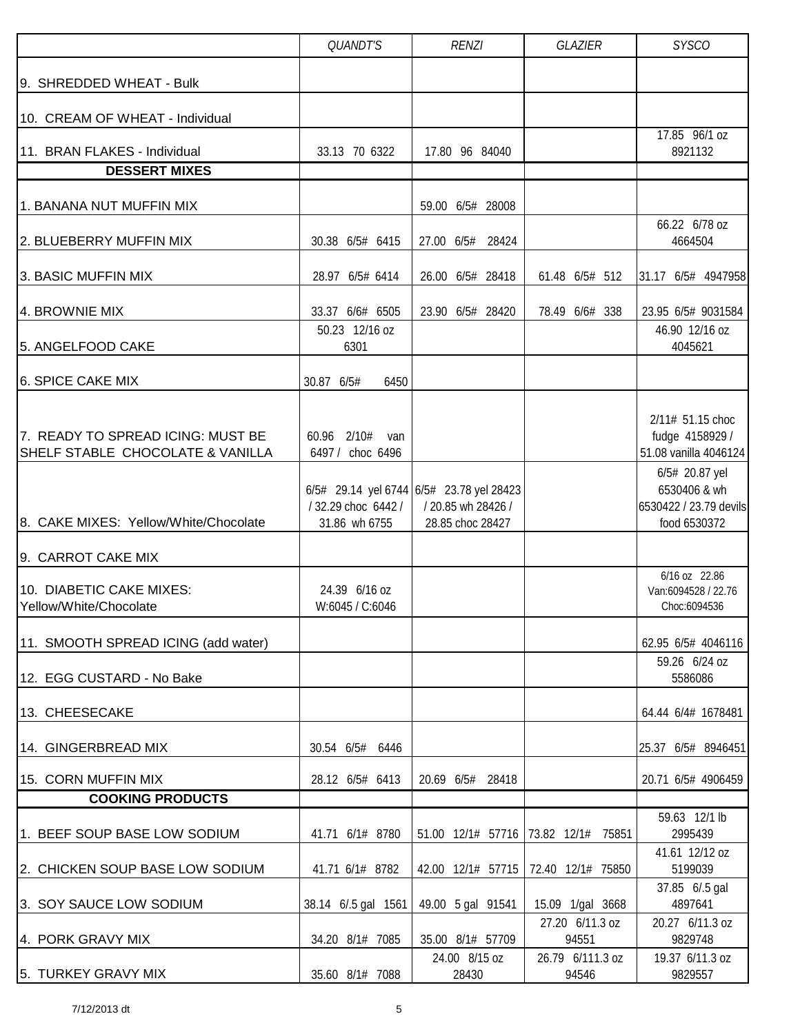| | QUANDT'S | RENZI | GLAZIER | SYSCO |
|---|---|---|---|---|
| 9. SHREDDED WHEAT - Bulk | | | | |
| 10. CREAM OF WHEAT - Individual | | | | |
| 11. BRAN FLAKES - Individual | 33.13 70 6322 | 17.80 96 84040 | | 17.85 96/1 oz 8921132 |
| **DESSERT MIXES** | | | | |
| 1. BANANA NUT MUFFIN MIX | | 59.00 6/5# 28008 | | |
| 2. BLUEBERRY MUFFIN MIX | 30.38 6/5# 6415 | 27.00 6/5# 28424 | | 66.22 6/78 oz 4664504 |
| 3. BASIC MUFFIN MIX | 28.97 6/5# 6414 | 26.00 6/5# 28418 | 61.48 6/5# 512 | 31.17 6/5# 4947958 |
| 4. BROWNIE MIX | 33.37 6/6# 6505 | 23.90 6/5# 28420 | 78.49 6/6# 338 | 23.95 6/5# 9031584 |
| 5. ANGELFOOD CAKE | 50.23 12/16 oz 6301 | | | 46.90 12/16 oz 4045621 |
| 6. SPICE CAKE MIX | 30.87 6/5# 6450 | | | |
| 7. READY TO SPREAD ICING: MUST BE SHELF STABLE CHOCOLATE & VANILLA | 60.96 2/10# van 6497 / choc 6496 | | | 2/11# 51.15 choc fudge 4158929 / 51.08 vanilla 4046124 |
| 8. CAKE MIXES: Yellow/White/Chocolate | 6/5# 29.14 yel 6744 / 32.29 choc 6442 / 31.86 wh 6755 | 6/5# 23.78 yel 28423 / 20.85 wh 28426 / 28.85 choc 28427 | | 6/5# 20.87 yel 6530406 & wh 6530422 / 23.79 devils food 6530372 |
| 9. CARROT CAKE MIX | | | | |
| 10. DIABETIC CAKE MIXES: Yellow/White/Chocolate | 24.39 6/16 oz W:6045 / C:6046 | | | 6/16 oz 22.86 Van:6094528 / 22.76 Choc:6094536 |
| 11. SMOOTH SPREAD ICING (add water) | | | | 62.95 6/5# 4046116 |
| 12. EGG CUSTARD - No Bake | | | | 59.26 6/24 oz 5586086 |
| 13. CHEESECAKE | | | | 64.44 6/4# 1678481 |
| 14. GINGERBREAD MIX | 30.54 6/5# 6446 | | | 25.37 6/5# 8946451 |
| 15. CORN MUFFIN MIX | 28.12 6/5# 6413 | 20.69 6/5# 28418 | | 20.71 6/5# 4906459 |
| **COOKING PRODUCTS** | | | | |
| 1. BEEF SOUP BASE LOW SODIUM | 41.71 6/1# 8780 | 51.00 12/1# 57716 | 73.82 12/1# 75851 | 59.63 12/1 lb 2995439 |
| 2. CHICKEN SOUP BASE LOW SODIUM | 41.71 6/1# 8782 | 42.00 12/1# 57715 | 72.40 12/1# 75850 | 41.61 12/12 oz 5199039 |
| 3. SOY SAUCE LOW SODIUM | 38.14 6/.5 gal 1561 | 49.00 5 gal 91541 | 15.09 1/gal 3668 | 37.85 6/.5 gal 4897641 |
| 4. PORK GRAVY MIX | 34.20 8/1# 7085 | 35.00 8/1# 57709 | 27.20 6/11.3 oz 94551 | 20.27 6/11.3 oz 9829748 |
| 5. TURKEY GRAVY MIX | 35.60 8/1# 7088 | 24.00 8/15 oz 28430 | 26.79 6/111.3 oz 94546 | 19.37 6/11.3 oz 9829557 |

7/12/2013 dt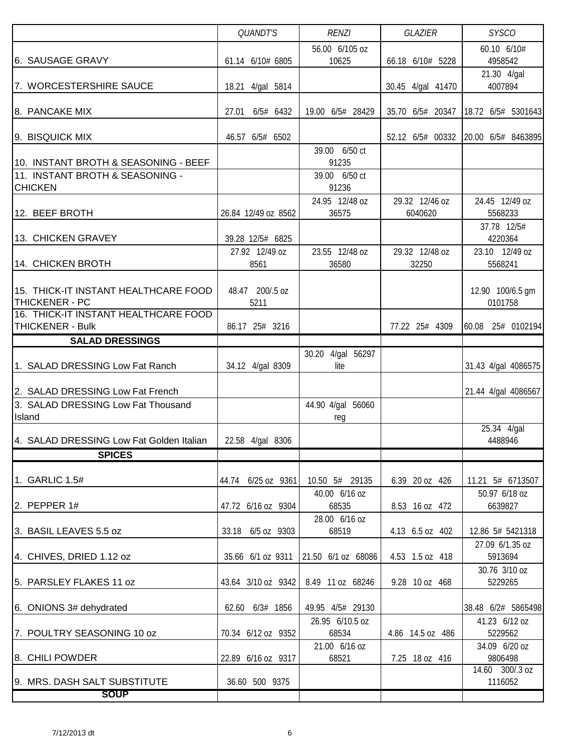| | QUANDT'S | RENZI | GLAZIER | SYSCO |
|---|---|---|---|---|
| 6. SAUSAGE GRAVY | 61.14 6/10# 6805 | 56.00 6/105 oz 10625 | 66.18 6/10# 5228 | 60.10 6/10# 4958542 |
| 7. WORCESTERSHIRE SAUCE | 18.21 4/gal 5814 | | 30.45 4/gal 41470 | 21.30 4/gal 4007894 |
| 8. PANCAKE MIX | 27.01 6/5# 6432 | 19.00 6/5# 28429 | 35.70 6/5# 20347 | 18.72 6/5# 5301643 |
| 9. BISQUICK MIX | 46.57 6/5# 6502 | | 52.12 6/5# 00332 | 20.00 6/5# 8463895 |
| 10. INSTANT BROTH & SEASONING - BEEF | | 39.00 6/50 ct 91235 | | |
| 11. INSTANT BROTH & SEASONING - CHICKEN | | 39.00 6/50 ct 91236 | | |
| 12. BEEF BROTH | 26.84 12/49 oz 8562 | 24.95 12/48 oz 36575 | 29.32 12/46 oz 6040620 | 24.45 12/49 oz 5568233 |
| 13. CHICKEN GRAVEY | 39.28 12/5# 6825 | | | 37.78 12/5# 4220364 |
| 14. CHICKEN BROTH | 27.92 12/49 oz 8561 | 23.55 12/48 oz 36580 | 29.32 12/48 oz 32250 | 23.10 12/49 oz 5568241 |
| 15. THICK-IT INSTANT HEALTHCARE FOOD THICKENER - PC | 48.47 200/.5 oz 5211 | | | 12.90 100/6.5 gm 0101758 |
| 16. THICK-IT INSTANT HEALTHCARE FOOD THICKENER - Bulk | 86.17 25# 3216 | | 77.22 25# 4309 | 60.08 25# 0102194 |
| **SALAD DRESSINGS** | | | | |
| 1. SALAD DRESSING Low Fat Ranch | 34.12 4/gal 8309 | 30.20 4/gal 56297 lite | | 31.43 4/gal 4086575 |
| 2. SALAD DRESSING Low Fat French | | | | 21.44 4/gal 4086567 |
| 3. SALAD DRESSING Low Fat Thousand Island | | 44.90 4/gal 56060 reg | | |
| 4. SALAD DRESSING Low Fat Golden Italian | 22.58 4/gal 8306 | | | 25.34 4/gal 4488946 |
| **SPICES** | | | | |
| 1. GARLIC 1.5# | 44.74 6/25 oz 9361 | 10.50 5# 29135 | 6.39 20 oz 426 | 11.21 5# 6713507 |
| 2. PEPPER 1# | 47.72 6/16 oz 9304 | 40.00 6/16 oz 68535 | 8.53 16 oz 472 | 50.97 6/18 oz 6639827 |
| 3. BASIL LEAVES 5.5 oz | 33.18 6/5 oz 9303 | 28.00 6/16 oz 68519 | 4.13 6.5 oz 402 | 12.86 5# 5421318 |
| 4. CHIVES, DRIED 1.12 oz | 35.66 6/1 oz 9311 | 21.50 6/1 oz 68086 | 4.53 1.5 oz 418 | 27.09 6/1.35 oz 5913694 |
| 5. PARSLEY FLAKES 11 oz | 43.64 3/10 oz 9342 | 8.49 11 oz 68246 | 9.28 10 oz 468 | 30.76 3/10 oz 5229265 |
| 6. ONIONS 3# dehydrated | 62.60 6/3# 1856 | 49.95 4/5# 29130 | | 38.48 6/2# 5865498 |
| 7. POULTRY SEASONING 10 oz | 70.34 6/12 oz 9352 | 26.95 6/10.5 oz 68534 | 4.86 14.5 oz 486 | 41.23 6/12 oz 5229562 |
| 8. CHILI POWDER | 22.89 6/16 oz 9317 | 21.00 6/16 oz 68521 | 7.25 18 oz 416 | 34.09 6/20 oz 9806498 |
| 9. MRS. DASH SALT SUBSTITUTE | 36.60 500 9375 | | | 14.60 300/.3 oz 1116052 |
| **SOUP** | | | | |

7/12/2013 dt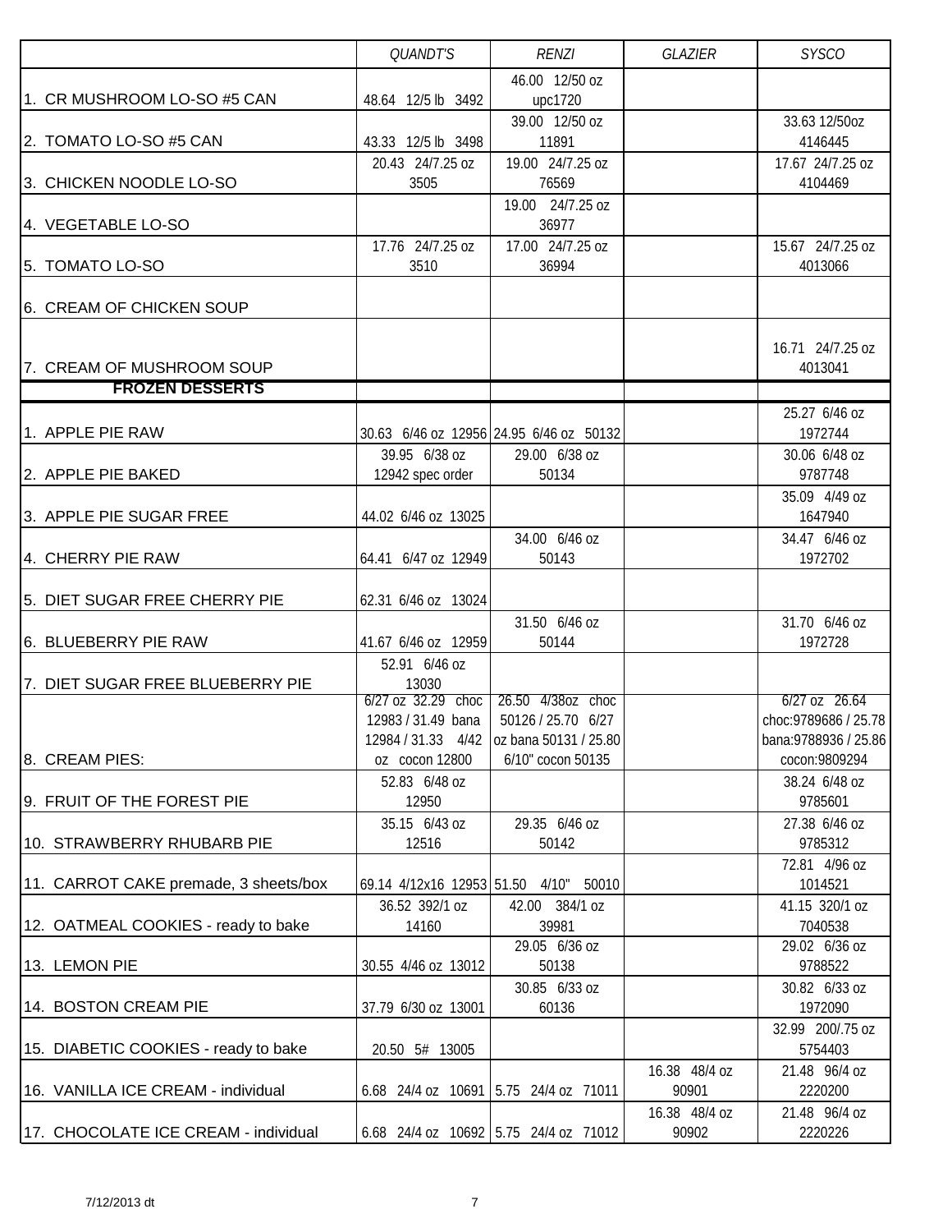| | *QUANDT'S* | *RENZI* | *GLAZIER* | *SYSCO* |
|---|---|---|---|---|
| 1. CR MUSHROOM LO-SO #5 CAN | 48.64 12/5 lb 3492 | 46.00 12/50 oz upc1720 | | |
| 2. TOMATO LO-SO #5 CAN | 43.33 12/5 lb 3498 | 39.00 12/50 oz 11891 | | 33.63 12/50oz 4146445 |
| 3. CHICKEN NOODLE LO-SO | 20.43 24/7.25 oz 3505 | 19.00 24/7.25 oz 76569 | | 17.67 24/7.25 oz 4104469 |
| 4. VEGETABLE LO-SO | | 19.00 24/7.25 oz 36977 | | |
| 5. TOMATO LO-SO | 17.76 24/7.25 oz 3510 | 17.00 24/7.25 oz 36994 | | 15.67 24/7.25 oz 4013066 |
| 6. CREAM OF CHICKEN SOUP | | | | |
| 7. CREAM OF MUSHROOM SOUP | | | | 16.71 24/7.25 oz 4013041 |
| **FROZEN DESSERTS** | | | | |
| 1. APPLE PIE RAW | 30.63 6/46 oz 12956 | 24.95 6/46 oz 50132 | | 25.27 6/46 oz 1972744 |
| 2. APPLE PIE BAKED | 39.95 6/38 oz 12942 spec order | 29.00 6/38 oz 50134 | | 30.06 6/48 oz 9787748 |
| 3. APPLE PIE SUGAR FREE | 44.02 6/46 oz 13025 | | | 35.09 4/49 oz 1647940 |
| 4. CHERRY PIE RAW | 64.41 6/47 oz 12949 | 34.00 6/46 oz 50143 | | 34.47 6/46 oz 1972702 |
| 5. DIET SUGAR FREE CHERRY PIE | 62.31 6/46 oz 13024 | | | |
| 6. BLUEBERRY PIE RAW | 41.67 6/46 oz 12959 | 31.50 6/46 oz 50144 | | 31.70 6/46 oz 1972728 |
| 7. DIET SUGAR FREE BLUEBERRY PIE | 52.91 6/46 oz 13030 | | | |
| 8. CREAM PIES: | 6/27 oz 32.29 choc 12983 / 31.49 bana 12984 / 31.33 4/42 oz cocon 12800 | 26.50 4/38oz choc 50126 / 25.70 6/27 oz bana 50131 / 25.80 6/10" cocon 50135 | | 6/27 oz 26.64 choc:9789686 / 25.78 bana:9788936 / 25.86 cocon:9809294 |
| 9. FRUIT OF THE FOREST PIE | 52.83 6/48 oz 12950 | | | 38.24 6/48 oz 9785601 |
| 10. STRAWBERRY RHUBARB PIE | 35.15 6/43 oz 12516 | 29.35 6/46 oz 50142 | | 27.38 6/46 oz 9785312 |
| 11. CARROT CAKE premade, 3 sheets/box | 69.14 4/12x16 12953 | 51.50 4/10" 50010 | | 72.81 4/96 oz 1014521 |
| 12. OATMEAL COOKIES - ready to bake | 36.52 392/1 oz 14160 | 42.00 384/1 oz 39981 | | 41.15 320/1 oz 7040538 |
| 13. LEMON PIE | 30.55 4/46 oz 13012 | 29.05 6/36 oz 50138 | | 29.02 6/36 oz 9788522 |
| 14. BOSTON CREAM PIE | 37.79 6/30 oz 13001 | 30.85 6/33 oz 60136 | | 30.82 6/33 oz 1972090 |
| 15. DIABETIC COOKIES - ready to bake | 20.50 5# 13005 | | | 32.99 200/.75 oz 5754403 |
| 16. VANILLA ICE CREAM - individual | 6.68 24/4 oz 10691 | 5.75 24/4 oz 71011 | 16.38 48/4 oz 90901 | 21.48 96/4 oz 2220200 |
| 17. CHOCOLATE ICE CREAM - individual | 6.68 24/4 oz 10692 | 5.75 24/4 oz 71012 | 16.38 48/4 oz 90902 | 21.48 96/4 oz 2220226 |

7/12/2013 dt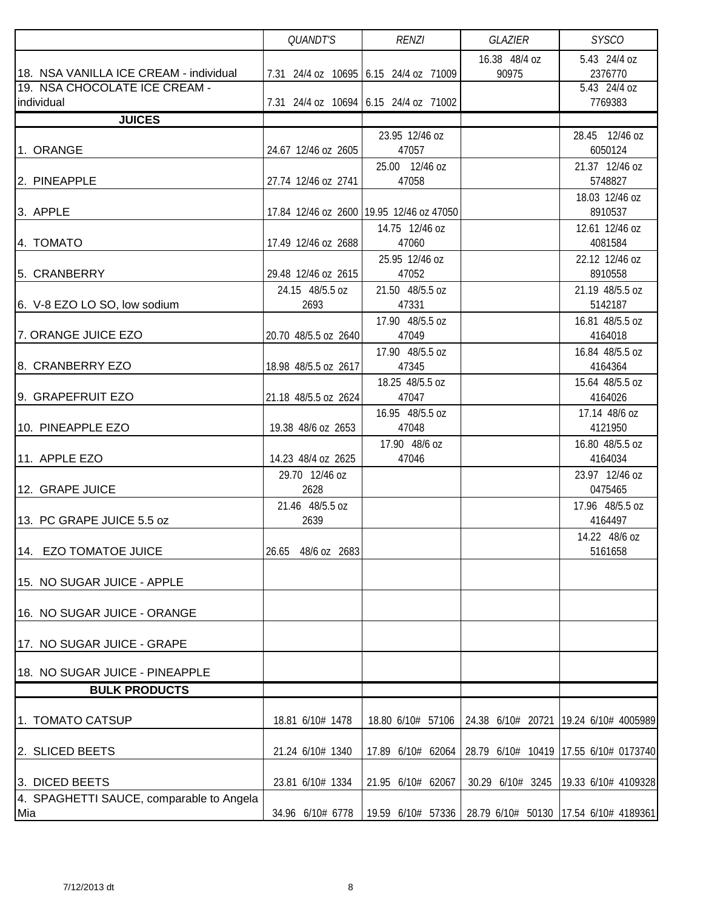| | *QUANDT'S* | *RENZI* | *GLAZIER* | *SYSCO* |
|---|---|---|---|---|
| 18. NSA VANILLA ICE CREAM - individual | 7.31 24/4 oz 10695 | 6.15 24/4 oz 71009 | 16.38 48/4 oz 90975 | 5.43 24/4 oz 2376770 |
| 19. NSA CHOCOLATE ICE CREAM - individual | 7.31 24/4 oz 10694 | 6.15 24/4 oz 71002 | | 5.43 24/4 oz 7769383 |
| **JUICES** | | | | |
| 1. ORANGE | 24.67 12/46 oz 2605 | 23.95 12/46 oz 47057 | | 28.45 12/46 oz 6050124 |
| 2. PINEAPPLE | 27.74 12/46 oz 2741 | 25.00 12/46 oz 47058 | | 21.37 12/46 oz 5748827 |
| 3. APPLE | 17.84 12/46 oz 2600 | 19.95 12/46 oz 47050 | | 18.03 12/46 oz 8910537 |
| 4. TOMATO | 17.49 12/46 oz 2688 | 14.75 12/46 oz 47060 | | 12.61 12/46 oz 4081584 |
| 5. CRANBERRY | 29.48 12/46 oz 2615 | 25.95 12/46 oz 47052 | | 22.12 12/46 oz 8910558 |
| 6. V-8 EZO LO SO, low sodium | 24.15 48/5.5 oz 2693 | 21.50 48/5.5 oz 47331 | | 21.19 48/5.5 oz 5142187 |
| 7. ORANGE JUICE EZO | 20.70 48/5.5 oz 2640 | 17.90 48/5.5 oz 47049 | | 16.81 48/5.5 oz 4164018 |
| 8. CRANBERRY EZO | 18.98 48/5.5 oz 2617 | 17.90 48/5.5 oz 47345 | | 16.84 48/5.5 oz 4164364 |
| 9. GRAPEFRUIT EZO | 21.18 48/5.5 oz 2624 | 18.25 48/5.5 oz 47047 | | 15.64 48/5.5 oz 4164026 |
| 10. PINEAPPLE EZO | 19.38 48/6 oz 2653 | 16.95 48/5.5 oz 47048 | | 17.14 48/6 oz 4121950 |
| 11. APPLE EZO | 14.23 48/4 oz 2625 | 17.90 48/6 oz 47046 | | 16.80 48/5.5 oz 4164034 |
| 12. GRAPE JUICE | 29.70 12/46 oz 2628 | | | 23.97 12/46 oz 0475465 |
| 13. PC GRAPE JUICE 5.5 oz | 21.46 48/5.5 oz 2639 | | | 17.96 48/5.5 oz 4164497 |
| 14. EZO TOMATOE JUICE | 26.65 48/6 oz 2683 | | | 14.22 48/6 oz 5161658 |
| 15. NO SUGAR JUICE - APPLE | | | | |
| 16. NO SUGAR JUICE - ORANGE | | | | |
| 17. NO SUGAR JUICE - GRAPE | | | | |
| 18. NO SUGAR JUICE - PINEAPPLE | | | | |
| **BULK PRODUCTS** | | | | |
| 1. TOMATO CATSUP | 18.81 6/10# 1478 | 18.80 6/10# 57106 | 24.38 6/10# 20721 | 19.24 6/10# 4005989 |
| 2. SLICED BEETS | 21.24 6/10# 1340 | 17.89 6/10# 62064 | 28.79 6/10# 10419 | 17.55 6/10# 0173740 |
| 3. DICED BEETS | 23.81 6/10# 1334 | 21.95 6/10# 62067 | 30.29 6/10# 3245 | 19.33 6/10# 4109328 |
| 4. SPAGHETTI SAUCE, comparable to Angela Mia | 34.96 6/10# 6778 | 19.59 6/10# 57336 | 28.79 6/10# 50130 | 17.54 6/10# 4189361 |

7/12/2013 dt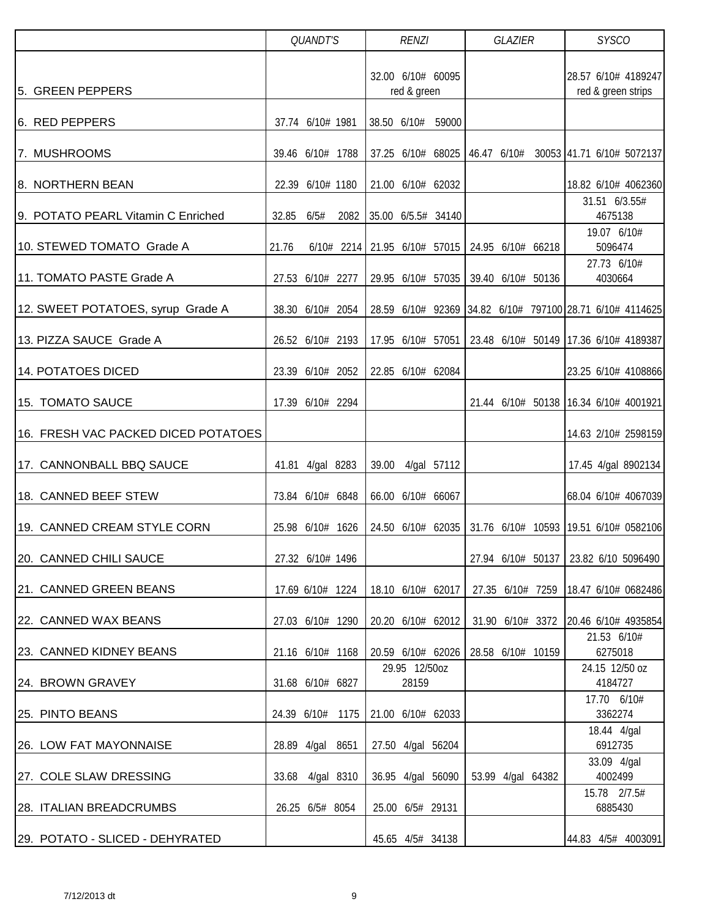| | *QUANDT'S* | *RENZI* | *GLAZIER* | *SYSCO* |
|---|---|---|---|---|
| 5. GREEN PEPPERS | | 32.00 6/10# 60095 red & green | | 28.57 6/10# 4189247 red & green strips |
| 6. RED PEPPERS | 37.74 6/10# 1981 | 38.50 6/10# 59000 | | |
| 7. MUSHROOMS | 39.46 6/10# 1788 | 37.25 6/10# 68025 | 46.47 6/10# 30053 | 41.71 6/10# 5072137 |
| 8. NORTHERN BEAN | 22.39 6/10# 1180 | 21.00 6/10# 62032 | | 18.82 6/10# 4062360 |
| 9. POTATO PEARL Vitamin C Enriched | 32.85 6/5# 2082 | 35.00 6/5.5# 34140 | | 31.51 6/3.55# 4675138 |
| 10. STEWED TOMATO Grade A | 21.76 6/10# 2214 | 21.95 6/10# 57015 | 24.95 6/10# 66218 | 19.07 6/10# 5096474 |
| 11. TOMATO PASTE Grade A | 27.53 6/10# 2277 | 29.95 6/10# 57035 | 39.40 6/10# 50136 | 27.73 6/10# 4030664 |
| 12. SWEET POTATOES, syrup Grade A | 38.30 6/10# 2054 | 28.59 6/10# 92369 | 34.82 6/10# 797100 | 28.71 6/10# 4114625 |
| 13. PIZZA SAUCE Grade A | 26.52 6/10# 2193 | 17.95 6/10# 57051 | 23.48 6/10# 50149 | 17.36 6/10# 4189387 |
| 14. POTATOES DICED | 23.39 6/10# 2052 | 22.85 6/10# 62084 | | 23.25 6/10# 4108866 |
| 15. TOMATO SAUCE | 17.39 6/10# 2294 | | 21.44 6/10# 50138 | 16.34 6/10# 4001921 |
| 16. FRESH VAC PACKED DICED POTATOES | | | | 14.63 2/10# 2598159 |
| 17. CANNONBALL BBQ SAUCE | 41.81 4/gal 8283 | 39.00 4/gal 57112 | | 17.45 4/gal 8902134 |
| 18. CANNED BEEF STEW | 73.84 6/10# 6848 | 66.00 6/10# 66067 | | 68.04 6/10# 4067039 |
| 19. CANNED CREAM STYLE CORN | 25.98 6/10# 1626 | 24.50 6/10# 62035 | 31.76 6/10# 10593 | 19.51 6/10# 0582106 |
| 20. CANNED CHILI SAUCE | 27.32 6/10# 1496 | | 27.94 6/10# 50137 | 23.82 6/10 5096490 |
| 21. CANNED GREEN BEANS | 17.69 6/10# 1224 | 18.10 6/10# 62017 | 27.35 6/10# 7259 | 18.47 6/10# 0682486 |
| 22. CANNED WAX BEANS | 27.03 6/10# 1290 | 20.20 6/10# 62012 | 31.90 6/10# 3372 | 20.46 6/10# 4935854 |
| 23. CANNED KIDNEY BEANS | 21.16 6/10# 1168 | 20.59 6/10# 62026 | 28.58 6/10# 10159 | 21.53 6/10# 6275018 |
| 24. BROWN GRAVEY | 31.68 6/10# 6827 | 29.95 12/50oz 28159 | | 24.15 12/50 oz 4184727 |
| 25. PINTO BEANS | 24.39 6/10# 1175 | 21.00 6/10# 62033 | | 17.70 6/10# 3362274 |
| 26. LOW FAT MAYONNAISE | 28.89 4/gal 8651 | 27.50 4/gal 56204 | | 18.44 4/gal 6912735 |
| 27. COLE SLAW DRESSING | 33.68 4/gal 8310 | 36.95 4/gal 56090 | 53.99 4/gal 64382 | 33.09 4/gal 4002499 |
| 28. ITALIAN BREADCRUMBS | 26.25 6/5# 8054 | 25.00 6/5# 29131 | | 15.78 2/7.5# 6885430 |
| 29. POTATO - SLICED - DEHYRATED | | 45.65 4/5# 34138 | | 44.83 4/5# 4003091 |

7/12/2013 dt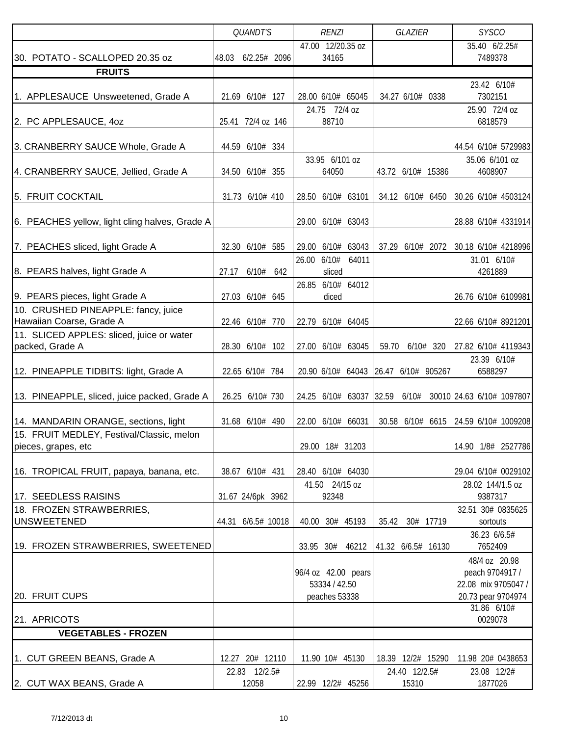| | QUANDT'S | RENZI | GLAZIER | SYSCO |
|---|---|---|---|---|
| 30. POTATO - SCALLOPED 20.35 oz | 48.03 6/2.25# 2096 | 47.00 12/20.35 oz 34165 | | 35.40 6/2.25# 7489378 |
| **FRUITS** | | | | |
| 1. APPLESAUCE Unsweetened, Grade A | 21.69 6/10# 127 | 28.00 6/10# 65045 | 34.27 6/10# 0338 | 23.42 6/10# 7302151 |
| 2. PC APPLESAUCE, 4oz | 25.41 72/4 oz 146 | 24.75 72/4 oz 88710 | | 25.90 72/4 oz 6818579 |
| 3. CRANBERRY SAUCE Whole, Grade A | 44.59 6/10# 334 | | | 44.54 6/10# 5729983 |
| 4. CRANBERRY SAUCE, Jellied, Grade A | 34.50 6/10# 355 | 33.95 6/101 oz 64050 | 43.72 6/10# 15386 | 35.06 6/101 oz 4608907 |
| 5. FRUIT COCKTAIL | 31.73 6/10# 410 | 28.50 6/10# 63101 | 34.12 6/10# 6450 | 30.26 6/10# 4503124 |
| 6. PEACHES yellow, light cling halves, Grade A | | 29.00 6/10# 63043 | | 28.88 6/10# 4331914 |
| 7. PEACHES sliced, light Grade A | 32.30 6/10# 585 | 29.00 6/10# 63043 | 37.29 6/10# 2072 | 30.18 6/10# 4218996 |
| 8. PEARS halves, light Grade A | 27.17 6/10# 642 | 26.00 6/10# 64011 sliced | | 31.01 6/10# 4261889 |
| 9. PEARS pieces, light Grade A | 27.03 6/10# 645 | 26.85 6/10# 64012 diced | | 26.76 6/10# 6109981 |
| 10. CRUSHED PINEAPPLE: fancy, juice Hawaiian Coarse, Grade A | 22.46 6/10# 770 | 22.79 6/10# 64045 | | 22.66 6/10# 8921201 |
| 11. SLICED APPLES: sliced, juice or water packed, Grade A | 28.30 6/10# 102 | 27.00 6/10# 63045 | 59.70 6/10# 320 | 27.82 6/10# 4119343 |
| 12. PINEAPPLE TIDBITS: light, Grade A | 22.65 6/10# 784 | 20.90 6/10# 64043 | 26.47 6/10# 905267 | 23.39 6/10# 6588297 |
| 13. PINEAPPLE, sliced, juice packed, Grade A | 26.25 6/10# 730 | 24.25 6/10# 63037 | 32.59 6/10# 30010 | 24.63 6/10# 1097807 |
| 14. MANDARIN ORANGE, sections, light | 31.68 6/10# 490 | 22.00 6/10# 66031 | 30.58 6/10# 6615 | 24.59 6/10# 1009208 |
| 15. FRUIT MEDLEY, Festival/Classic, melon pieces, grapes, etc | | 29.00 18# 31203 | | 14.90 1/8# 2527786 |
| 16. TROPICAL FRUIT, papaya, banana, etc. | 38.67 6/10# 431 | 28.40 6/10# 64030 | | 29.04 6/10# 0029102 |
| 17. SEEDLESS RAISINS | 31.67 24/6pk 3962 | 41.50 24/15 oz 92348 | | 28.02 144/1.5 oz 9387317 |
| 18. FROZEN STRAWBERRIES, UNSWEETENED | 44.31 6/6.5# 10018 | 40.00 30# 45193 | 35.42 30# 17719 | 32.51 30# 0835625 sortouts |
| 19. FROZEN STRAWBERRIES, SWEETENED | | 33.95 30# 46212 | 41.32 6/6.5# 16130 | 36.23 6/6.5# 7652409 |
| 20. FRUIT CUPS | | 96/4 oz 42.00 pears 53334 / 42.50 peaches 53338 | | 48/4 oz 20.98 peach 9704917 / 22.08 mix 9705047 / 20.73 pear 9704974 |
| 21. APRICOTS | | | | 31.86 6/10# 0029078 |
| **VEGETABLES - FROZEN** | | | | |
| 1. CUT GREEN BEANS, Grade A | 12.27 20# 12110 | 11.90 10# 45130 | 18.39 12/2# 15290 | 11.98 20# 0438653 |
| 2. CUT WAX BEANS, Grade A | 22.83 12/2.5# 12058 | 22.99 12/2# 45256 | 24.40 12/2.5# 15310 | 23.08 12/2# 1877026 |

7/12/2013 dt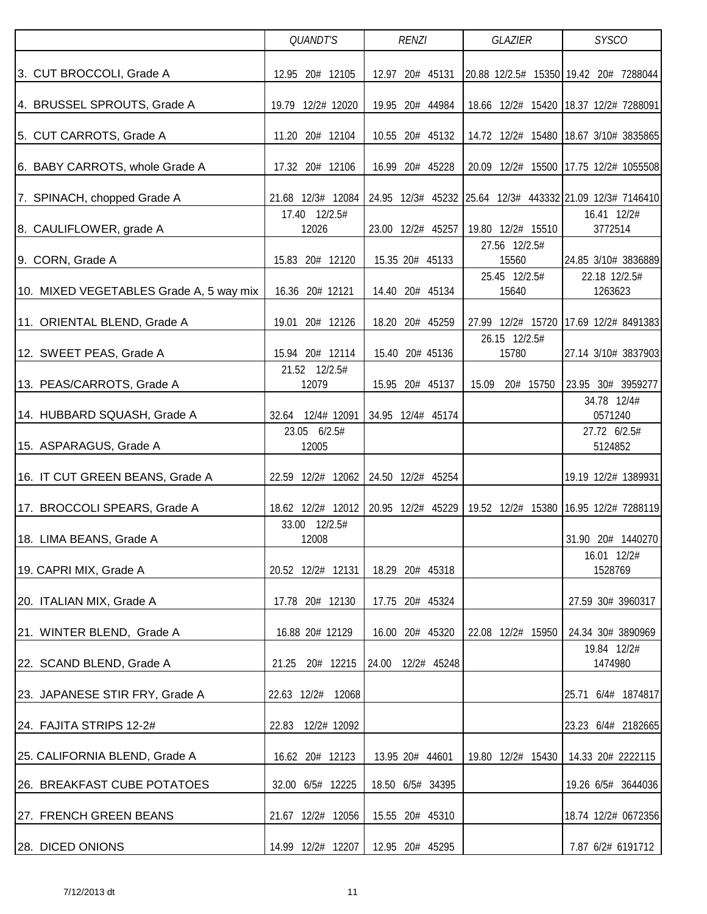| | QUANDT'S | RENZI | GLAZIER | SYSCO |
|---|---|---|---|---|
| 3. CUT BROCCOLI, Grade A | 12.95 20# 12105 | 12.97 20# 45131 | 20.88 12/2.5# 15350 | 19.42 20# 7288044 |
| 4. BRUSSEL SPROUTS, Grade A | 19.79 12/2# 12020 | 19.95 20# 44984 | 18.66 12/2# 15420 | 18.37 12/2# 7288091 |
| 5. CUT CARROTS, Grade A | 11.20 20# 12104 | 10.55 20# 45132 | 14.72 12/2# 15480 | 18.67 3/10# 3835865 |
| 6. BABY CARROTS, whole Grade A | 17.32 20# 12106 | 16.99 20# 45228 | 20.09 12/2# 15500 | 17.75 12/2# 1055508 |
| 7. SPINACH, chopped Grade A | 21.68 12/3# 12084 | 24.95 12/3# 45232 | 25.64 12/3# 443332 | 21.09 12/3# 7146410 |
| 8. CAULIFLOWER, grade A | 17.40 12/2.5# 12026 | 23.00 12/2# 45257 | 19.80 12/2# 15510 | 16.41 12/2# 3772514 |
| 9. CORN, Grade A | 15.83 20# 12120 | 15.35 20# 45133 | 27.56 12/2.5# 15560 | 24.85 3/10# 3836889 |
| 10. MIXED VEGETABLES Grade A, 5 way mix | 16.36 20# 12121 | 14.40 20# 45134 | 25.45 12/2.5# 15640 | 22.18 12/2.5# 1263623 |
| 11. ORIENTAL BLEND, Grade A | 19.01 20# 12126 | 18.20 20# 45259 | 27.99 12/2# 15720 | 17.69 12/2# 8491383 |
| 12. SWEET PEAS, Grade A | 15.94 20# 12114 | 15.40 20# 45136 | 26.15 12/2.5# 15780 | 27.14 3/10# 3837903 |
| 13. PEAS/CARROTS, Grade A | 21.52 12/2.5# 12079 | 15.95 20# 45137 | 15.09 20# 15750 | 23.95 30# 3959277 |
| 14. HUBBARD SQUASH, Grade A | 32.64 12/4# 12091 | 34.95 12/4# 45174 | | 34.78 12/4# 0571240 |
| 15. ASPARAGUS, Grade A | 23.05 6/2.5# 12005 | | | 27.72 6/2.5# 5124852 |
| 16. IT CUT GREEN BEANS, Grade A | 22.59 12/2# 12062 | 24.50 12/2# 45254 | | 19.19 12/2# 1389931 |
| 17. BROCCOLI SPEARS, Grade A | 18.62 12/2# 12012 | 20.95 12/2# 45229 | 19.52 12/2# 15380 | 16.95 12/2# 7288119 |
| 18. LIMA BEANS, Grade A | 33.00 12/2.5# 12008 | | | 31.90 20# 1440270 |
| 19. CAPRI MIX, Grade A | 20.52 12/2# 12131 | 18.29 20# 45318 | | 16.01 12/2# 1528769 |
| 20. ITALIAN MIX, Grade A | 17.78 20# 12130 | 17.75 20# 45324 | | 27.59 30# 3960317 |
| 21. WINTER BLEND, Grade A | 16.88 20# 12129 | 16.00 20# 45320 | 22.08 12/2# 15950 | 24.34 30# 3890969 |
| 22. SCAND BLEND, Grade A | 21.25 20# 12215 | 24.00 12/2# 45248 | | 19.84 12/2# 1474980 |
| 23. JAPANESE STIR FRY, Grade A | 22.63 12/2# 12068 | | | 25.71 6/4# 1874817 |
| 24. FAJITA STRIPS 12-2# | 22.83 12/2# 12092 | | | 23.23 6/4# 2182665 |
| 25. CALIFORNIA BLEND, Grade A | 16.62 20# 12123 | 13.95 20# 44601 | 19.80 12/2# 15430 | 14.33 20# 2222115 |
| 26. BREAKFAST CUBE POTATOES | 32.00 6/5# 12225 | 18.50 6/5# 34395 | | 19.26 6/5# 3644036 |
| 27. FRENCH GREEN BEANS | 21.67 12/2# 12056 | 15.55 20# 45310 | | 18.74 12/2# 0672356 |
| 28. DICED ONIONS | 14.99 12/2# 12207 | 12.95 20# 45295 | | 7.87 6/2# 6191712 |

7/12/2013 dt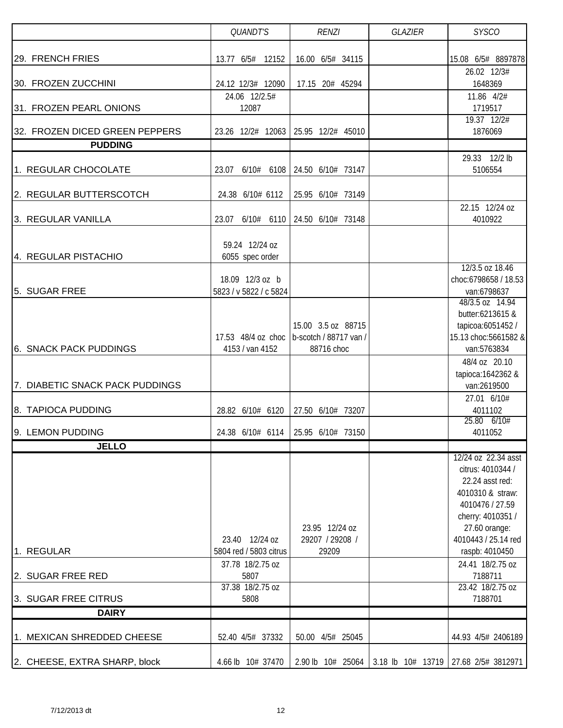| | *QUANDT'S* | *RENZI* | *GLAZIER* | *SYSCO* |
|---|---|---|---|---|
| 29. FRENCH FRIES | 13.77 6/5# 12152 | 16.00 6/5# 34115 | | 15.08 6/5# 8897878 |
| 30. FROZEN ZUCCHINI | 24.12 12/3# 12090 | 17.15 20# 45294 | | 26.02 12/3# 1648369 |
| 31. FROZEN PEARL ONIONS | 24.06 12/2.5# 12087 | | | 11.86 4/2# 1719517 |
| 32. FROZEN DICED GREEN PEPPERS | 23.26 12/2# 12063 | 25.95 12/2# 45010 | | 19.37 12/2# 1876069 |
| **PUDDING** | | | | |
| 1. REGULAR CHOCOLATE | 23.07 6/10# 6108 | 24.50 6/10# 73147 | | 29.33 12/2 lb 5106554 |
| 2. REGULAR BUTTERSCOTCH | 24.38 6/10# 6112 | 25.95 6/10# 73149 | | |
| 3. REGULAR VANILLA | 23.07 6/10# 6110 | 24.50 6/10# 73148 | | 22.15 12/24 oz 4010922 |
| 4. REGULAR PISTACHIO | 59.24 12/24 oz 6055 spec order | | | |
| 5. SUGAR FREE | 18.09 12/3 oz b 5823 / v 5822 / c 5824 | | | 12/3.5 oz 18.46 choc:6798658 / 18.53 van:6798637 |
| 6. SNACK PACK PUDDINGS | 17.53 48/4 oz choc 4153 / van 4152 | 15.00 3.5 oz 88715 b-scotch / 88717 van / 88716 choc | | 48/3.5 oz 14.94 butter:6213615 & tapicoa:6051452 / 15.13 choc:5661582 & van:5763834 |
| 7. DIABETIC SNACK PACK PUDDINGS | | | | 48/4 oz 20.10 tapioca:1642362 & van:2619500 |
| 8. TAPIOCA PUDDING | 28.82 6/10# 6120 | 27.50 6/10# 73207 | | 27.01 6/10# 4011102 |
| 9. LEMON PUDDING | 24.38 6/10# 6114 | 25.95 6/10# 73150 | | 25.80 6/10# 4011052 |
| **JELLO** | | | | |
| 1. REGULAR | 23.40 12/24 oz 5804 red / 5803 citrus | 23.95 12/24 oz 29207 / 29208 / 29209 | | 12/24 oz 22.34 asst citrus: 4010344 / 22.24 asst red: 4010310 & straw: 4010476 / 27.59 cherry: 4010351 / 27.60 orange: 4010443 / 25.14 red raspb: 4010450 |
| 2. SUGAR FREE RED | 37.78 18/2.75 oz 5807 | | | 24.41 18/2.75 oz 7188711 |
| 3. SUGAR FREE CITRUS | 37.38 18/2.75 oz 5808 | | | 23.42 18/2.75 oz 7188701 |
| **DAIRY** | | | | |
| 1. MEXICAN SHREDDED CHEESE | 52.40 4/5# 37332 | 50.00 4/5# 25045 | | 44.93 4/5# 2406189 |
| 2. CHEESE, EXTRA SHARP, block | 4.66 lb 10# 37470 | 2.90 lb 10# 25064 | 3.18 lb 10# 13719 | 27.68 2/5# 3812971 |

7/12/2013 dt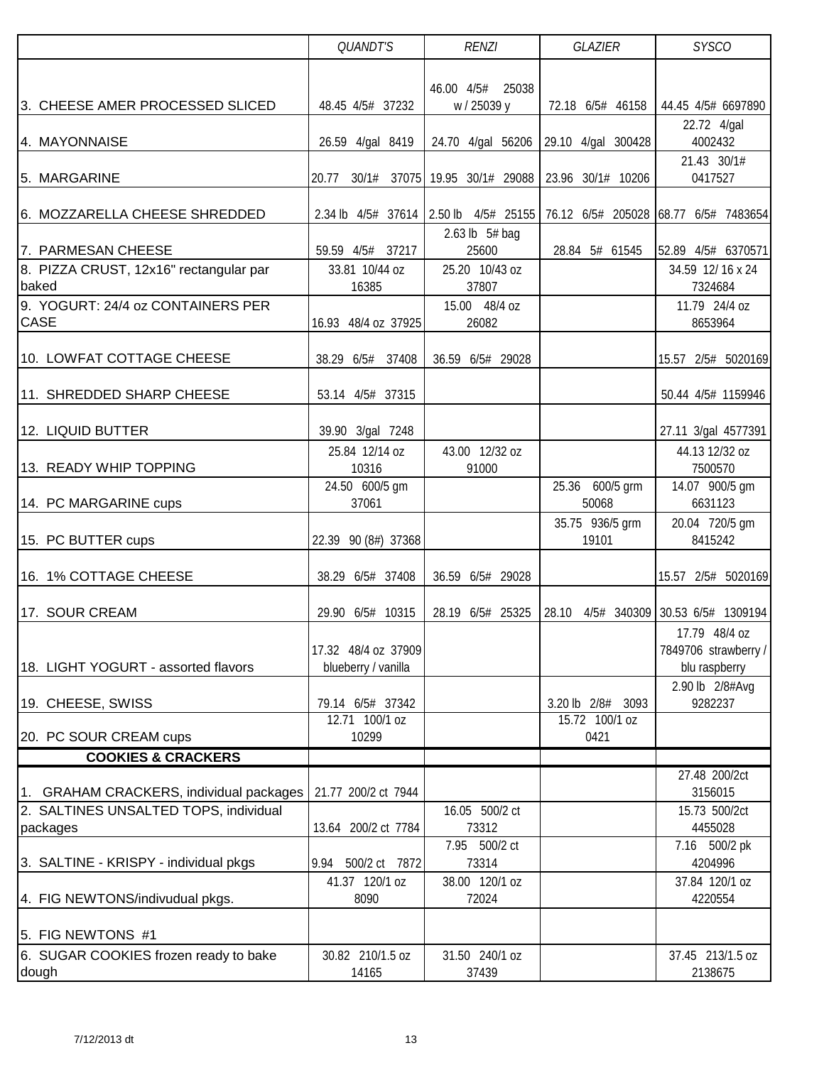| | QUANDT'S | RENZI | GLAZIER | SYSCO |
|---|---|---|---|---|
| 3. CHEESE AMER PROCESSED SLICED | 48.45 4/5# 37232 | 46.00 4/5# 25038 w / 25039 y | 72.18 6/5# 46158 | 44.45 4/5# 6697890 |
| 4. MAYONNAISE | 26.59 4/gal 8419 | 24.70 4/gal 56206 | 29.10 4/gal 300428 | 22.72 4/gal 4002432 |
| 5. MARGARINE | 20.77 30/1# 37075 | 19.95 30/1# 29088 | 23.96 30/1# 10206 | 21.43 30/1# 0417527 |
| 6. MOZZARELLA CHEESE SHREDDED | 2.34 lb 4/5# 37614 | 2.50 lb 4/5# 25155 | 76.12 6/5# 205028 | 68.77 6/5# 7483654 |
| 7. PARMESAN CHEESE | 59.59 4/5# 37217 | 2.63 lb 5# bag 25600 | 28.84 5# 61545 | 52.89 4/5# 6370571 |
| 8. PIZZA CRUST, 12x16" rectangular par baked | 33.81 10/44 oz 16385 | 25.20 10/43 oz 37807 | | 34.59 12/ 16 x 24 7324684 |
| 9. YOGURT: 24/4 oz CONTAINERS PER CASE | 16.93 48/4 oz 37925 | 15.00 48/4 oz 26082 | | 11.79 24/4 oz 8653964 |
| 10. LOWFAT COTTAGE CHEESE | 38.29 6/5# 37408 | 36.59 6/5# 29028 | | 15.57 2/5# 5020169 |
| 11. SHREDDED SHARP CHEESE | 53.14 4/5# 37315 | | | 50.44 4/5# 1159946 |
| 12. LIQUID BUTTER | 39.90 3/gal 7248 | | | 27.11 3/gal 4577391 |
| 13. READY WHIP TOPPING | 25.84 12/14 oz 10316 | 43.00 12/32 oz 91000 | | 44.13 12/32 oz 7500570 |
| 14. PC MARGARINE cups | 24.50 600/5 gm 37061 | | 25.36 600/5 grm 50068 | 14.07 900/5 gm 6631123 |
| 15. PC BUTTER cups | 22.39 90 (8#) 37368 | | 35.75 936/5 grm 19101 | 20.04 720/5 gm 8415242 |
| 16. 1% COTTAGE CHEESE | 38.29 6/5# 37408 | 36.59 6/5# 29028 | | 15.57 2/5# 5020169 |
| 17. SOUR CREAM | 29.90 6/5# 10315 | 28.19 6/5# 25325 | 28.10 4/5# 340309 | 30.53 6/5# 1309194 |
| 18. LIGHT YOGURT - assorted flavors | 17.32 48/4 oz 37909 blueberry / vanilla | | | 17.79 48/4 oz 7849706 strawberry / blu raspberry |
| 19. CHEESE, SWISS | 79.14 6/5# 37342 | | 3.20 lb 2/8# 3093 | 2.90 lb 2/8#Avg 9282237 |
| 20. PC SOUR CREAM cups | 12.71 100/1 oz 10299 | | 15.72 100/1 oz 0421 | |
| **COOKIES & CRACKERS** | | | | |
| 1. GRAHAM CRACKERS, individual packages | 21.77 200/2 ct 7944 | | | 27.48 200/2ct 3156015 |
| 2. SALTINES UNSALTED TOPS, individual packages | 13.64 200/2 ct 7784 | 16.05 500/2 ct 73312 | | 15.73 500/2ct 4455028 |
| 3. SALTINE - KRISPY - individual pkgs | 9.94 500/2 ct 7872 | 7.95 500/2 ct 73314 | | 7.16 500/2 pk 4204996 |
| 4. FIG NEWTONS/indivudual pkgs. | 41.37 120/1 oz 8090 | 38.00 120/1 oz 72024 | | 37.84 120/1 oz 4220554 |
| 5. FIG NEWTONS #1 | | | | |
| 6. SUGAR COOKIES frozen ready to bake dough | 30.82 210/1.5 oz 14165 | 31.50 240/1 oz 37439 | | 37.45 213/1.5 oz 2138675 |

7/12/2013 dt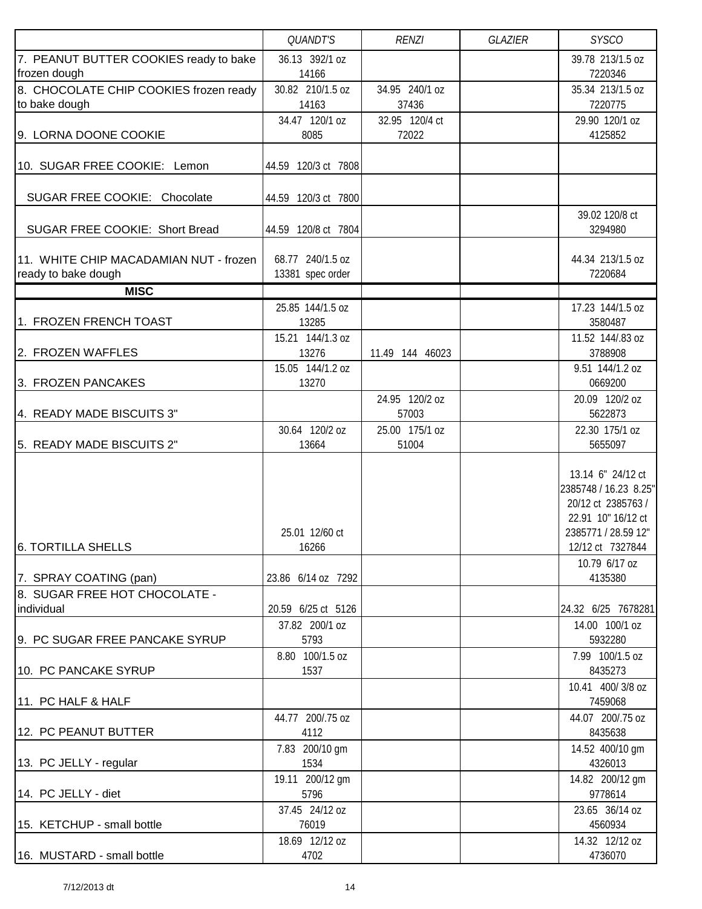| | QUANDT'S | RENZI | GLAZIER | SYSCO |
|---|---|---|---|---|
| 7. PEANUT BUTTER COOKIES ready to bake frozen dough | 36.13 392/1 oz 14166 | | | 39.78 213/1.5 oz 7220346 |
| 8. CHOCOLATE CHIP COOKIES frozen ready to bake dough | 30.82 210/1.5 oz 14163 | 34.95 240/1 oz 37436 | | 35.34 213/1.5 oz 7220775 |
| 9. LORNA DOONE COOKIE | 34.47 120/1 oz 8085 | 32.95 120/4 ct 72022 | | 29.90 120/1 oz 4125852 |
| 10. SUGAR FREE COOKIE: Lemon | 44.59 120/3 ct 7808 | | | |
| SUGAR FREE COOKIE: Chocolate | 44.59 120/3 ct 7800 | | | |
| SUGAR FREE COOKIE: Short Bread | 44.59 120/8 ct 7804 | | | 39.02 120/8 ct 3294980 |
| 11. WHITE CHIP MACADAMIAN NUT - frozen ready to bake dough | 68.77 240/1.5 oz 13381 spec order | | | 44.34 213/1.5 oz 7220684 |
| **MISC** | | | | |
| 1. FROZEN FRENCH TOAST | 25.85 144/1.5 oz 13285 | | | 17.23 144/1.5 oz 3580487 |
| 2. FROZEN WAFFLES | 15.21 144/1.3 oz 13276 | 11.49 144 46023 | | 11.52 144/.83 oz 3788908 |
| 3. FROZEN PANCAKES | 15.05 144/1.2 oz 13270 | | | 9.51 144/1.2 oz 0669200 |
| 4. READY MADE BISCUITS 3" | | 24.95 120/2 oz 57003 | | 20.09 120/2 oz 5622873 |
| 5. READY MADE BISCUITS 2" | 30.64 120/2 oz 13664 | 25.00 175/1 oz 51004 | | 22.30 175/1 oz 5655097 |
| 6. TORTILLA SHELLS | 25.01 12/60 ct 16266 | | | 13.14 6" 24/12 ct 2385748 / 16.23 8.25" 20/12 ct 2385763 / 22.91 10" 16/12 ct 2385771 / 28.59 12" 12/12 ct 7327844 |
| 7. SPRAY COATING (pan) | 23.86 6/14 oz 7292 | | | 10.79 6/17 oz 4135380 |
| 8. SUGAR FREE HOT CHOCOLATE - individual | 20.59 6/25 ct 5126 | | | 24.32 6/25 7678281 |
| 9. PC SUGAR FREE PANCAKE SYRUP | 37.82 200/1 oz 5793 | | | 14.00 100/1 oz 5932280 |
| 10. PC PANCAKE SYRUP | 8.80 100/1.5 oz 1537 | | | 7.99 100/1.5 oz 8435273 |
| 11. PC HALF & HALF | | | | 10.41 400/ 3/8 oz 7459068 |
| 12. PC PEANUT BUTTER | 44.77 200/.75 oz 4112 | | | 44.07 200/.75 oz 8435638 |
| 13. PC JELLY - regular | 7.83 200/10 gm 1534 | | | 14.52 400/10 gm 4326013 |
| 14. PC JELLY - diet | 19.11 200/12 gm 5796 | | | 14.82 200/12 gm 9778614 |
| 15. KETCHUP - small bottle | 37.45 24/12 oz 76019 | | | 23.65 36/14 oz 4560934 |
| 16. MUSTARD - small bottle | 18.69 12/12 oz 4702 | | | 14.32 12/12 oz 4736070 |

7/12/2013 dt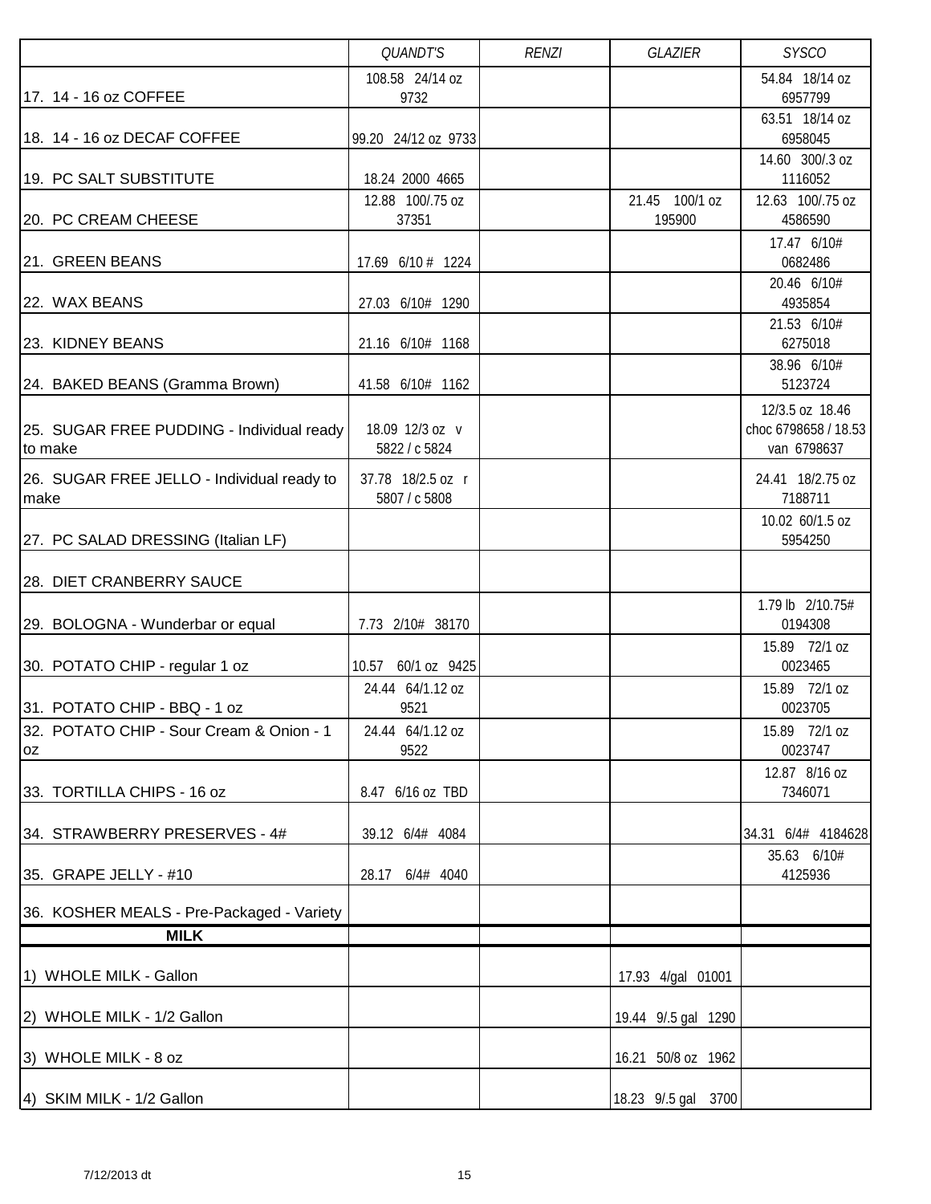| | *QUANDT'S* | *RENZI* | *GLAZIER* | *SYSCO* |
|---|---|---|---|---|
| 17. 14 - 16 oz COFFEE | 108.58 24/14 oz 9732 | | | 54.84 18/14 oz 6957799 |
| 18. 14 - 16 oz DECAF COFFEE | 99.20 24/12 oz 9733 | | | 63.51 18/14 oz 6958045 |
| 19. PC SALT SUBSTITUTE | 18.24 2000 4665 | | | 14.60 300/.3 oz 1116052 |
| 20. PC CREAM CHEESE | 12.88 100/.75 oz 37351 | | 21.45 100/1 oz 195900 | 12.63 100/.75 oz 4586590 |
| 21. GREEN BEANS | 17.69 6/10 # 1224 | | | 17.47 6/10# 0682486 |
| 22. WAX BEANS | 27.03 6/10# 1290 | | | 20.46 6/10# 4935854 |
| 23. KIDNEY BEANS | 21.16 6/10# 1168 | | | 21.53 6/10# 6275018 |
| 24. BAKED BEANS (Gramma Brown) | 41.58 6/10# 1162 | | | 38.96 6/10# 5123724 |
| 25. SUGAR FREE PUDDING - Individual ready to make | 18.09 12/3 oz v 5822 / c 5824 | | | 12/3.5 oz 18.46 choc 6798658 / 18.53 van 6798637 |
| 26. SUGAR FREE JELLO - Individual ready to make | 37.78 18/2.5 oz r 5807 / c 5808 | | | 24.41 18/2.75 oz 7188711 |
| 27. PC SALAD DRESSING (Italian LF) | | | | 10.02 60/1.5 oz 5954250 |
| 28. DIET CRANBERRY SAUCE | | | | |
| 29. BOLOGNA - Wunderbar or equal | 7.73 2/10# 38170 | | | 1.79 lb 2/10.75# 0194308 |
| 30. POTATO CHIP - regular 1 oz | 10.57 60/1 oz 9425 | | | 15.89 72/1 oz 0023465 |
| 31. POTATO CHIP - BBQ - 1 oz | 24.44 64/1.12 oz 9521 | | | 15.89 72/1 oz 0023705 |
| 32. POTATO CHIP - Sour Cream & Onion - 1 oz | 24.44 64/1.12 oz 9522 | | | 15.89 72/1 oz 0023747 |
| 33. TORTILLA CHIPS - 16 oz | 8.47 6/16 oz TBD | | | 12.87 8/16 oz 7346071 |
| 34. STRAWBERRY PRESERVES - 4# | 39.12 6/4# 4084 | | | 34.31 6/4# 4184628 |
| 35. GRAPE JELLY - #10 | 28.17 6/4# 4040 | | | 35.63 6/10# 4125936 |
| 36. KOSHER MEALS - Pre-Packaged - Variety | | | | |
| **MILK** | | | | |
| 1) WHOLE MILK - Gallon | | | 17.93 4/gal 01001 | |
| 2) WHOLE MILK - 1/2 Gallon | | | 19.44 9/.5 gal 1290 | |
| 3) WHOLE MILK - 8 oz | | | 16.21 50/8 oz 1962 | |
| 4) SKIM MILK - 1/2 Gallon | | | 18.23 9/.5 gal 3700 | |

7/12/2013 dt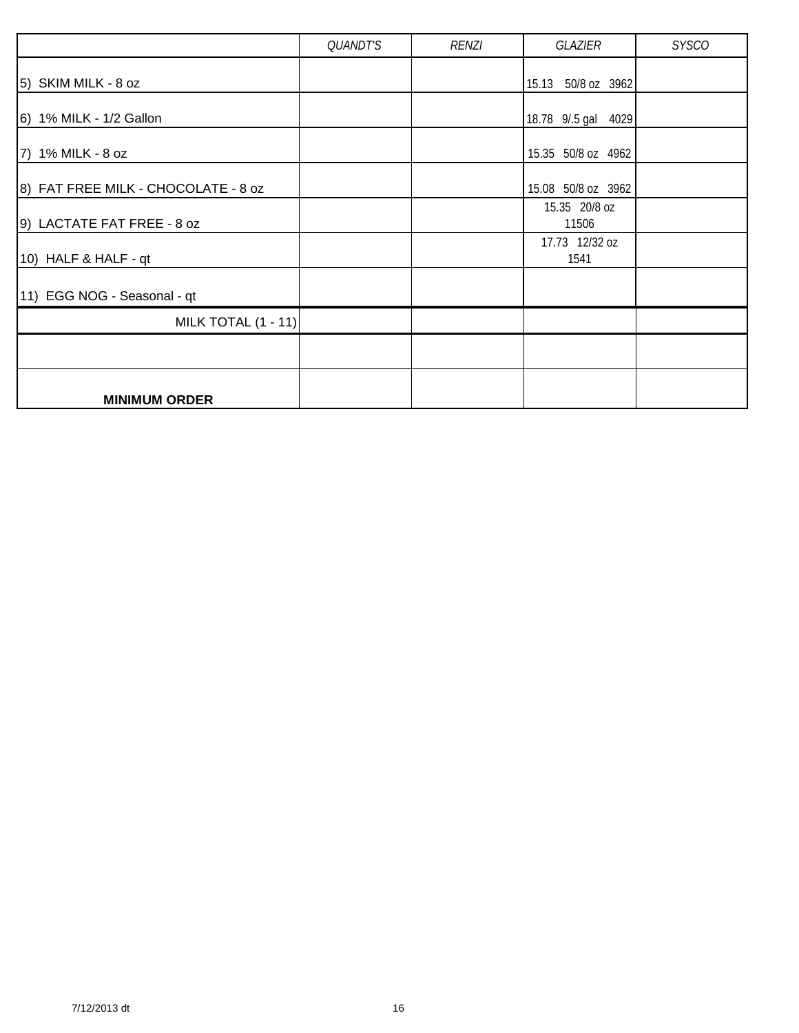| | QUANDT'S | RENZI | GLAZIER | SYSCO |
|---|---|---|---|---|
| 5) SKIM MILK - 8 oz | | | 15.13 50/8 oz 3962 | |
| 6) 1% MILK - 1/2 Gallon | | | 18.78 9/.5 gal 4029 | |
| 7) 1% MILK - 8 oz | | | 15.35 50/8 oz 4962 | |
| 8) FAT FREE MILK - CHOCOLATE - 8 oz | | | 15.08 50/8 oz 3962 | |
| 9) LACTATE FAT FREE - 8 oz | | | 15.35 20/8 oz 11506 | |
| 10) HALF & HALF - qt | | | 17.73 12/32 oz 1541 | |
| 11) EGG NOG - Seasonal - qt | | | | |
| MILK TOTAL (1 - 11) | | | | |
| | | | | |
| **MINIMUM ORDER** | | | | |

7/12/2013 dt